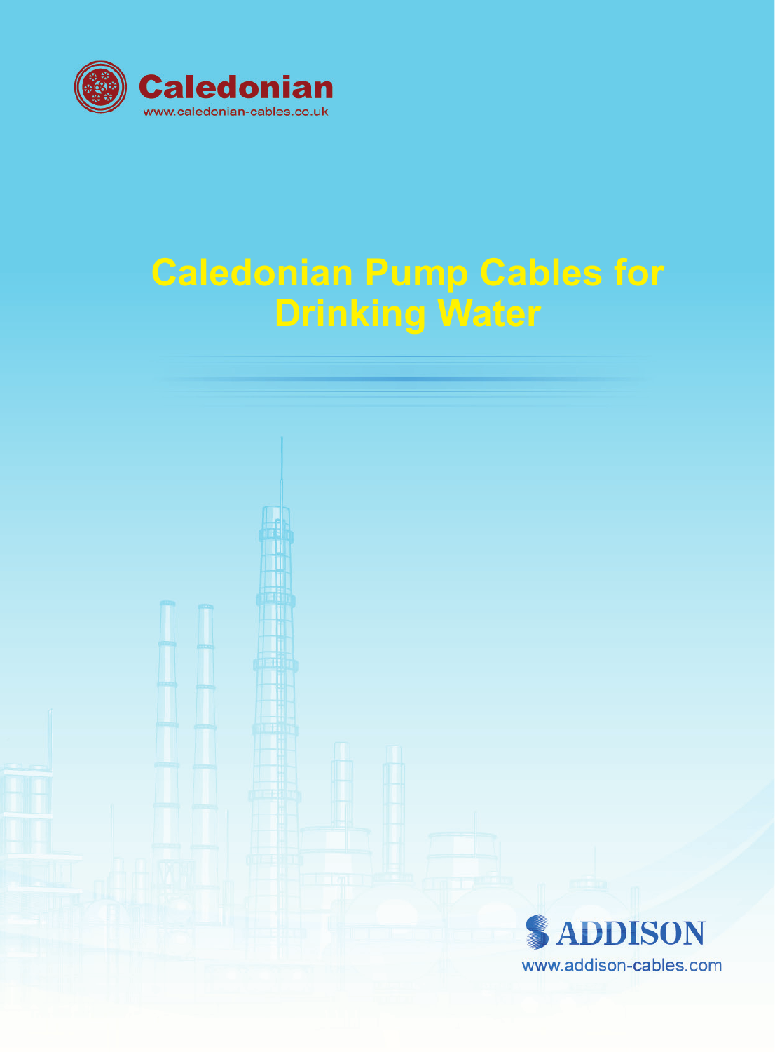Caledonian

www.caledonian-cables.co.uk

# Caledonian Pump Cables for Drinking Water

ADDISON

www.addison-cables.com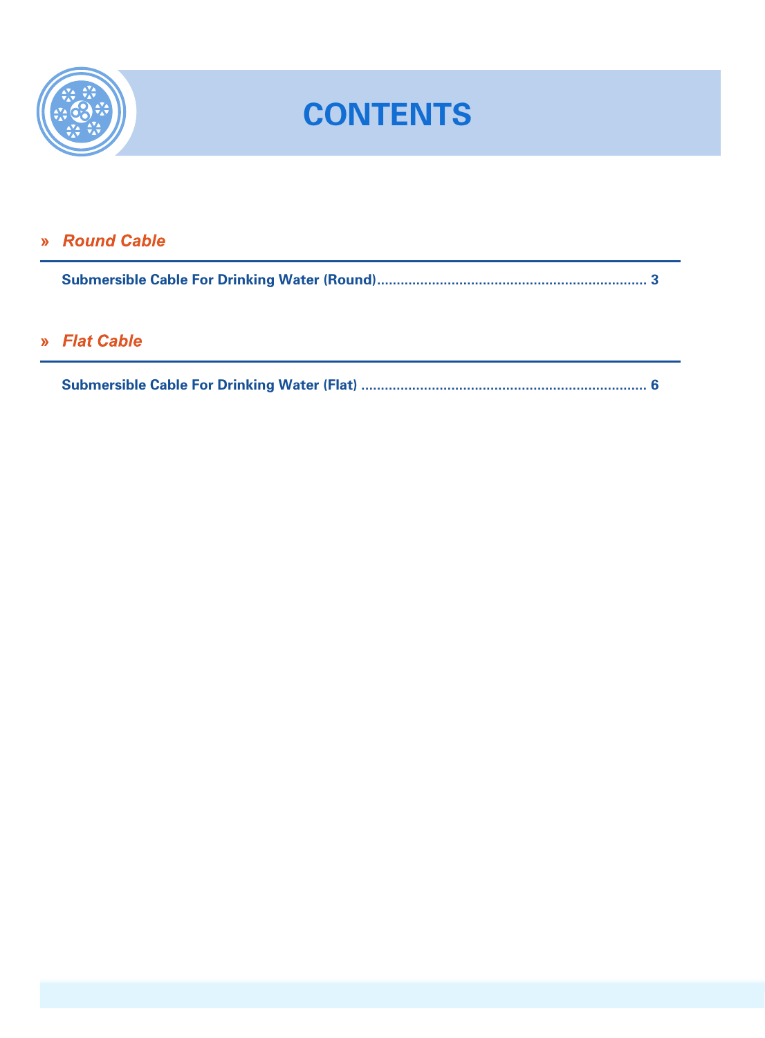# CONTENTS

## » *Round Cable*

**Submersible Cable For Drinking Water (Round)...................................................................... 3**

## » *Flat Cable*

**Submersible Cable For Drinking Water (Flat) ......................................................................... 6**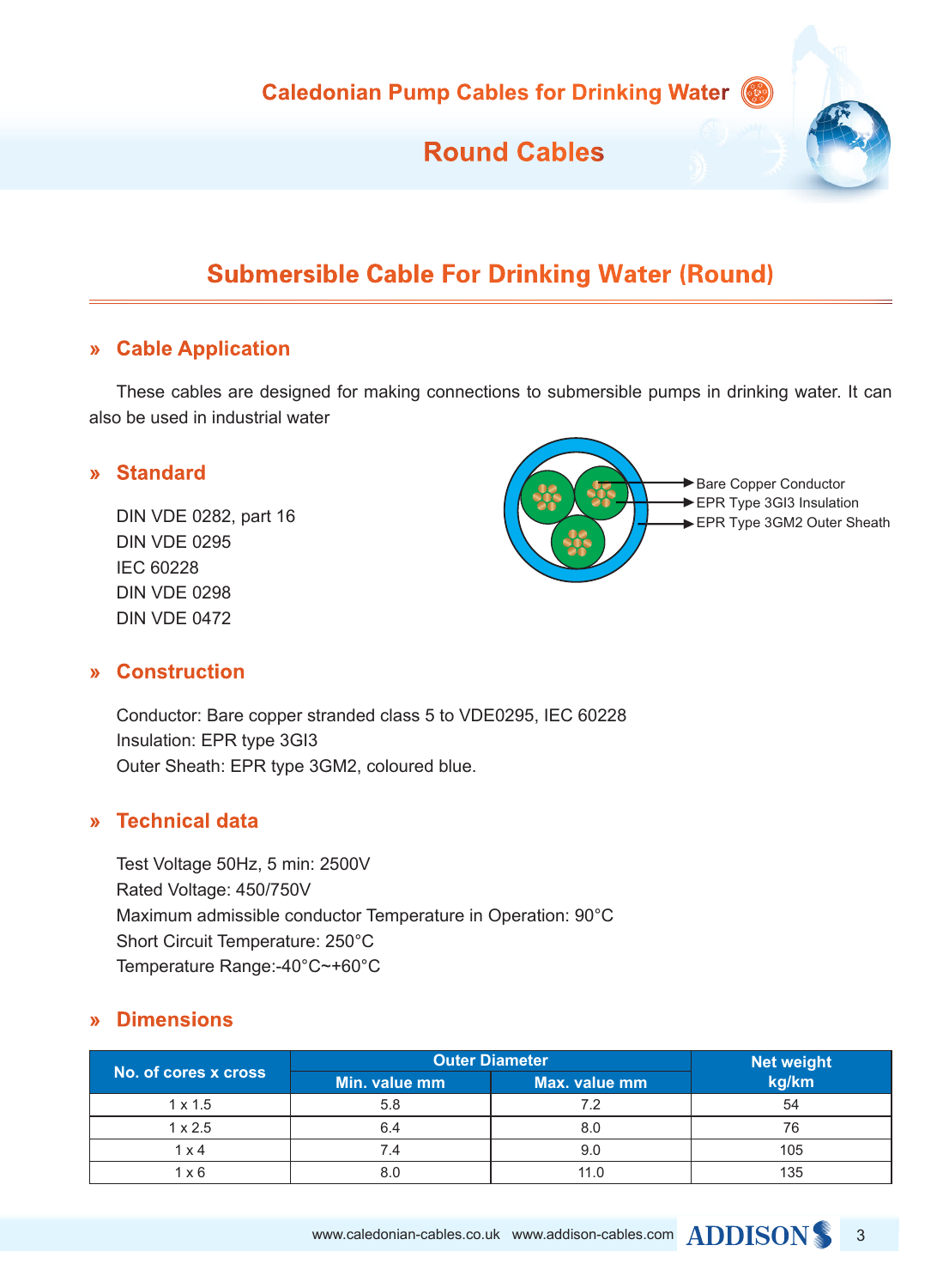# Caledonian Pump Cables for Drinking Water

## Round Cables

## Submersible Cable For Drinking Water (Round)

### » Cable Application

These cables are designed for making connections to submersible pumps in drinking water. It can also be used in industrial water

### » Standard

DIN VDE 0282, part 16
DIN VDE 0295
IEC 60228
DIN VDE 0298
DIN VDE 0472

Bare Copper Conductor
EPR Type 3GI3 Insulation
EPR Type 3GM2 Outer Sheath

### » Construction

Conductor: Bare copper stranded class 5 to VDE0295, IEC 60228
Insulation: EPR type 3GI3
Outer Sheath: EPR type 3GM2, coloured blue.

### » Technical data

Test Voltage 50Hz, 5 min: 2500V
Rated Voltage: 450/750V
Maximum admissible conductor Temperature in Operation: 90°C
Short Circuit Temperature: 250°C
Temperature Range:-40°C~+60°C

### » Dimensions

| No. of cores x cross | Outer Diameter | | Net weight kg/km |
|---|---|---|---|
| | Min. value mm | Max. value mm | |
| 1 x 1.5 | 5.8 | 7.2 | 54 |
| 1 x 2.5 | 6.4 | 8.0 | 76 |
| 1 x 4 | 7.4 | 9.0 | 105 |
| 1 x 6 | 8.0 | 11.0 | 135 |

www.caledonian-cables.co.uk www.addison-cables.com ADDISON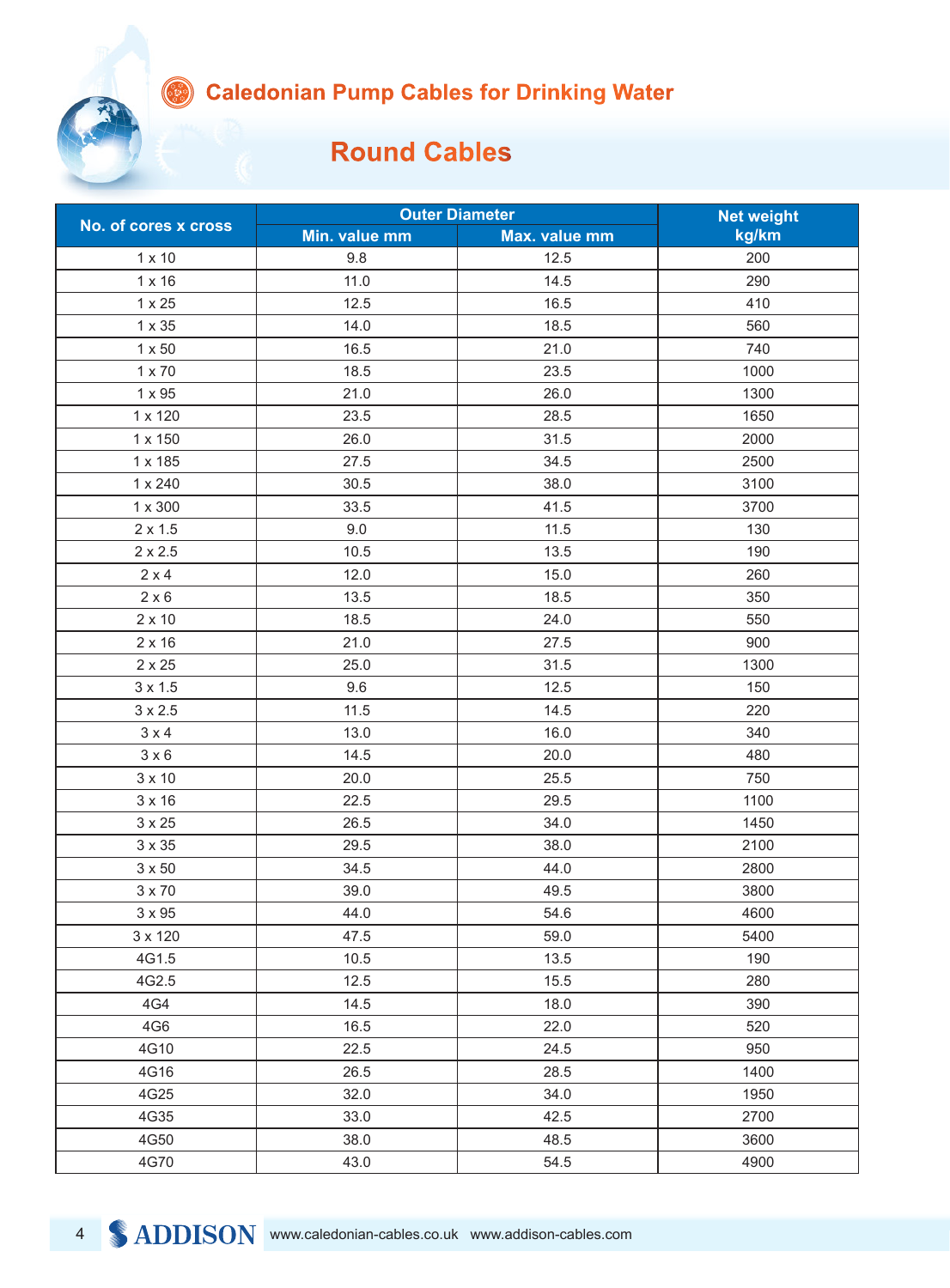# Caledonian Pump Cables for Drinking Water

## Round Cables

| No. of cores x cross | Outer Diameter | | Net weight kg/km |
|---|---|---|---|
| | Min. value mm | Max. value mm | |
| 1 x 10 | 9.8 | 12.5 | 200 |
| 1 x 16 | 11.0 | 14.5 | 290 |
| 1 x 25 | 12.5 | 16.5 | 410 |
| 1 x 35 | 14.0 | 18.5 | 560 |
| 1 x 50 | 16.5 | 21.0 | 740 |
| 1 x 70 | 18.5 | 23.5 | 1000 |
| 1 x 95 | 21.0 | 26.0 | 1300 |
| 1 x 120 | 23.5 | 28.5 | 1650 |
| 1 x 150 | 26.0 | 31.5 | 2000 |
| 1 x 185 | 27.5 | 34.5 | 2500 |
| 1 x 240 | 30.5 | 38.0 | 3100 |
| 1 x 300 | 33.5 | 41.5 | 3700 |
| 2 x 1.5 | 9.0 | 11.5 | 130 |
| 2 x 2.5 | 10.5 | 13.5 | 190 |
| 2 x 4 | 12.0 | 15.0 | 260 |
| 2 x 6 | 13.5 | 18.5 | 350 |
| 2 x 10 | 18.5 | 24.0 | 550 |
| 2 x 16 | 21.0 | 27.5 | 900 |
| 2 x 25 | 25.0 | 31.5 | 1300 |
| 3 x 1.5 | 9.6 | 12.5 | 150 |
| 3 x 2.5 | 11.5 | 14.5 | 220 |
| 3 x 4 | 13.0 | 16.0 | 340 |
| 3 x 6 | 14.5 | 20.0 | 480 |
| 3 x 10 | 20.0 | 25.5 | 750 |
| 3 x 16 | 22.5 | 29.5 | 1100 |
| 3 x 25 | 26.5 | 34.0 | 1450 |
| 3 x 35 | 29.5 | 38.0 | 2100 |
| 3 x 50 | 34.5 | 44.0 | 2800 |
| 3 x 70 | 39.0 | 49.5 | 3800 |
| 3 x 95 | 44.0 | 54.6 | 4600 |
| 3 x 120 | 47.5 | 59.0 | 5400 |
| 4G1.5 | 10.5 | 13.5 | 190 |
| 4G2.5 | 12.5 | 15.5 | 280 |
| 4G4 | 14.5 | 18.0 | 390 |
| 4G6 | 16.5 | 22.0 | 520 |
| 4G10 | 22.5 | 24.5 | 950 |
| 4G16 | 26.5 | 28.5 | 1400 |
| 4G25 | 32.0 | 34.0 | 1950 |
| 4G35 | 33.0 | 42.5 | 2700 |
| 4G50 | 38.0 | 48.5 | 3600 |
| 4G70 | 43.0 | 54.5 | 4900 |

ADDISON www.caledonian-cables.co.uk www.addison-cables.com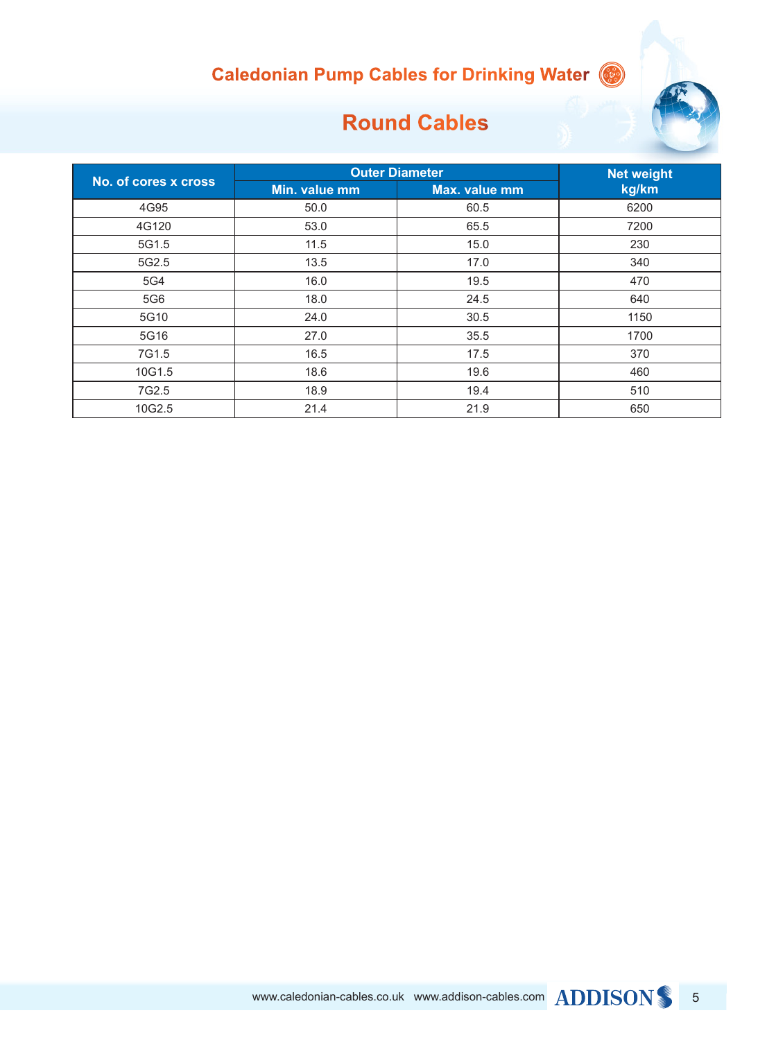## Caledonian Pump Cables for Drinking Water

# Round Cables

| No. of cores x cross | Outer Diameter | | Net weight kg/km |
|---|---|---|---|
| | Min. value mm | Max. value mm | |
| 4G95 | 50.0 | 60.5 | 6200 |
| 4G120 | 53.0 | 65.5 | 7200 |
| 5G1.5 | 11.5 | 15.0 | 230 |
| 5G2.5 | 13.5 | 17.0 | 340 |
| 5G4 | 16.0 | 19.5 | 470 |
| 5G6 | 18.0 | 24.5 | 640 |
| 5G10 | 24.0 | 30.5 | 1150 |
| 5G16 | 27.0 | 35.5 | 1700 |
| 7G1.5 | 16.5 | 17.5 | 370 |
| 10G1.5 | 18.6 | 19.6 | 460 |
| 7G2.5 | 18.9 | 19.4 | 510 |
| 10G2.5 | 21.4 | 21.9 | 650 |

www.caledonian-cables.co.uk www.addison-cables.com ADDISON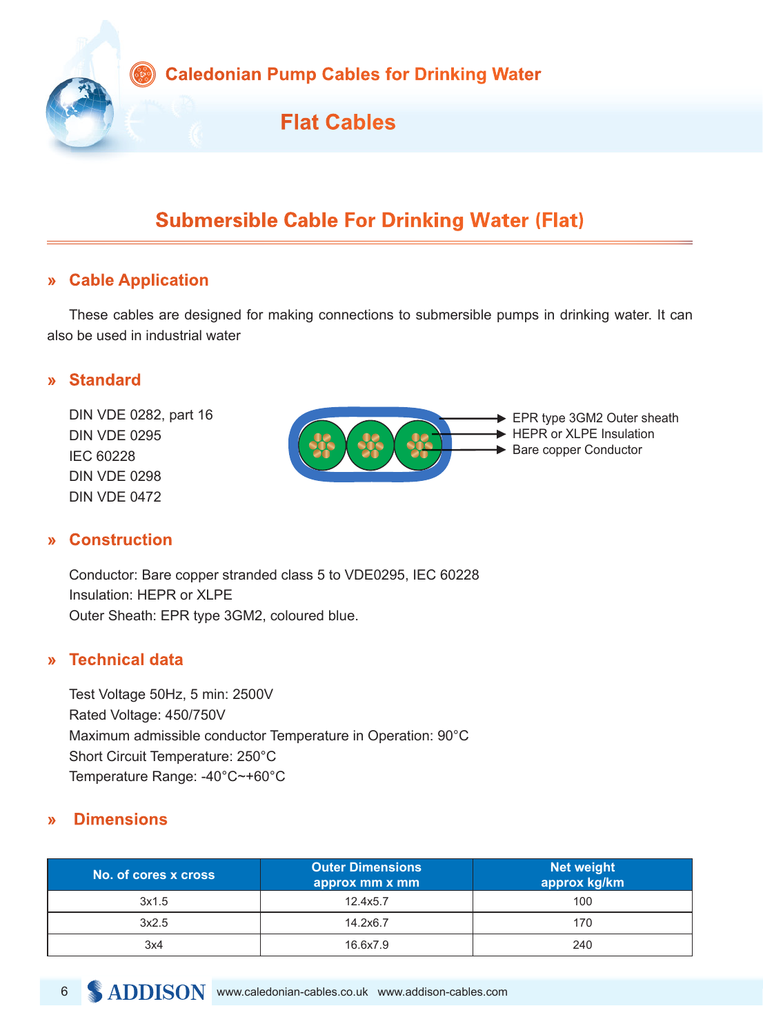# Caledonian Pump Cables for Drinking Water

## Flat Cables

## Submersible Cable For Drinking Water (Flat)

### » Cable Application

These cables are designed for making connections to submersible pumps in drinking water. It can also be used in industrial water

### » Standard

DIN VDE 0282, part 16
DIN VDE 0295
IEC 60228
DIN VDE 0298
DIN VDE 0472

EPR type 3GM2 Outer sheath
HEPR or XLPE Insulation
Bare copper Conductor

### » Construction

Conductor: Bare copper stranded class 5 to VDE0295, IEC 60228
Insulation: HEPR or XLPE
Outer Sheath: EPR type 3GM2, coloured blue.

### » Technical data

Test Voltage 50Hz, 5 min: 2500V
Rated Voltage: 450/750V
Maximum admissible conductor Temperature in Operation: 90°C
Short Circuit Temperature: 250°C
Temperature Range: -40°C~+60°C

### » Dimensions

| No. of cores x cross | Outer Dimensions approx mm x mm | Net weight approx kg/km |
|---|---|---|
| 3x1.5 | 12.4x5.7 | 100 |
| 3x2.5 | 14.2x6.7 | 170 |
| 3x4 | 16.6x7.9 | 240 |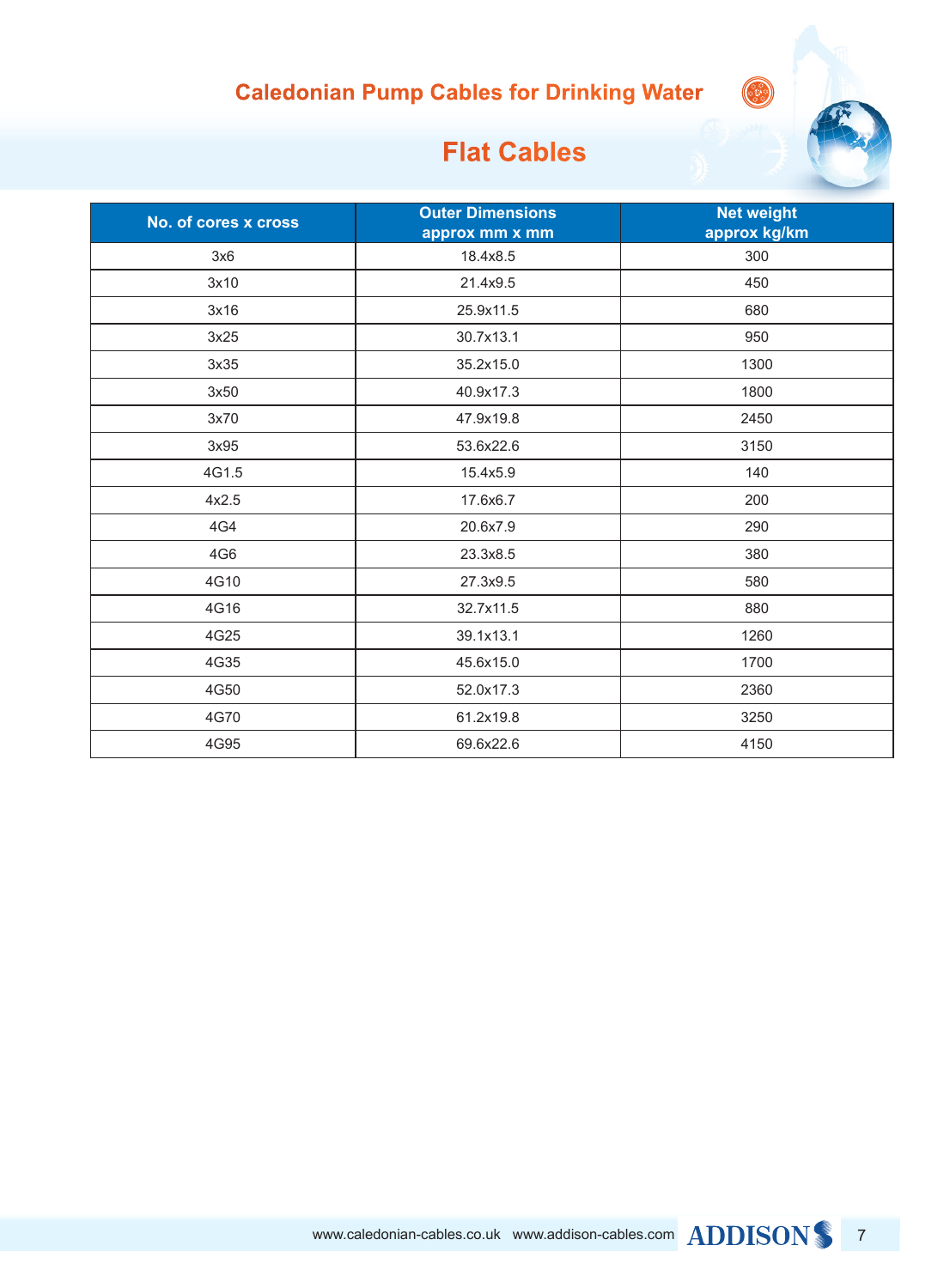# Caledonian Pump Cables for Drinking Water

## Flat Cables

| No. of cores x cross | Outer Dimensions approx mm x mm | Net weight approx kg/km |
| --- | --- | --- |
| 3x6 | 18.4x8.5 | 300 |
| 3x10 | 21.4x9.5 | 450 |
| 3x16 | 25.9x11.5 | 680 |
| 3x25 | 30.7x13.1 | 950 |
| 3x35 | 35.2x15.0 | 1300 |
| 3x50 | 40.9x17.3 | 1800 |
| 3x70 | 47.9x19.8 | 2450 |
| 3x95 | 53.6x22.6 | 3150 |
| 4G1.5 | 15.4x5.9 | 140 |
| 4x2.5 | 17.6x6.7 | 200 |
| 4G4 | 20.6x7.9 | 290 |
| 4G6 | 23.3x8.5 | 380 |
| 4G10 | 27.3x9.5 | 580 |
| 4G16 | 32.7x11.5 | 880 |
| 4G25 | 39.1x13.1 | 1260 |
| 4G35 | 45.6x15.0 | 1700 |
| 4G50 | 52.0x17.3 | 2360 |
| 4G70 | 61.2x19.8 | 3250 |
| 4G95 | 69.6x22.6 | 4150 |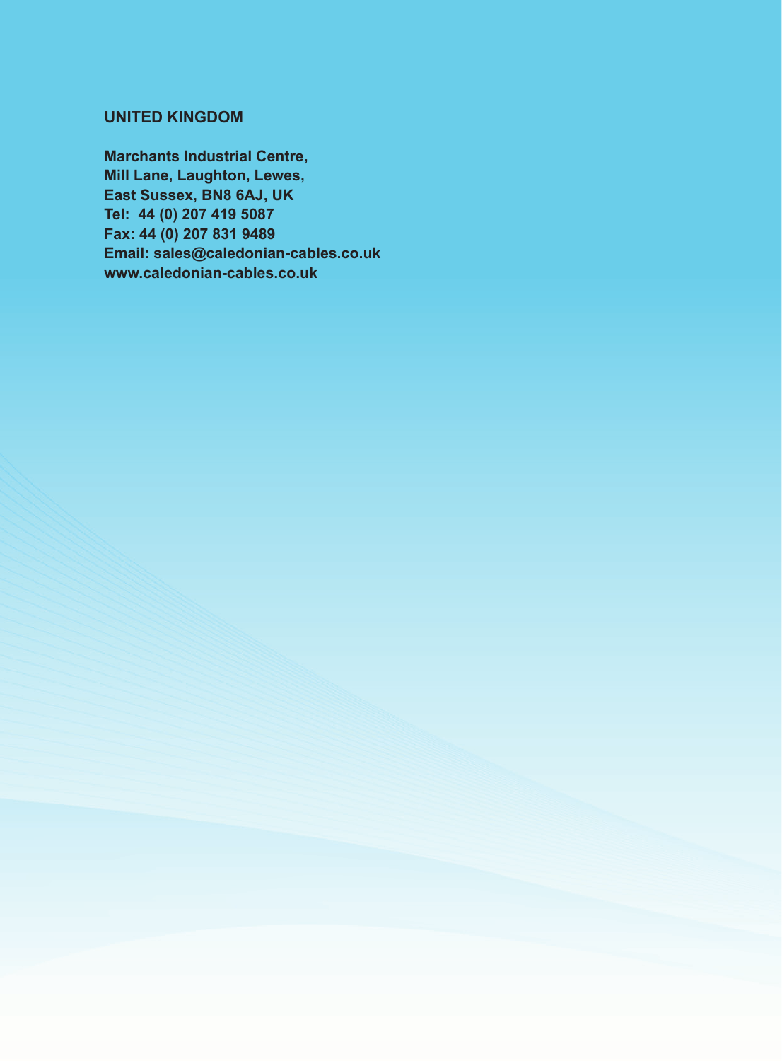**UNITED KINGDOM**

**Marchants Industrial Centre,**
**Mill Lane, Laughton, Lewes,**
**East Sussex, BN8 6AJ, UK**
**Tel: 44 (0) 207 419 5087**
**Fax: 44 (0) 207 831 9489**
**Email: sales@caledonian-cables.co.uk**
**www.caledonian-cables.co.uk**